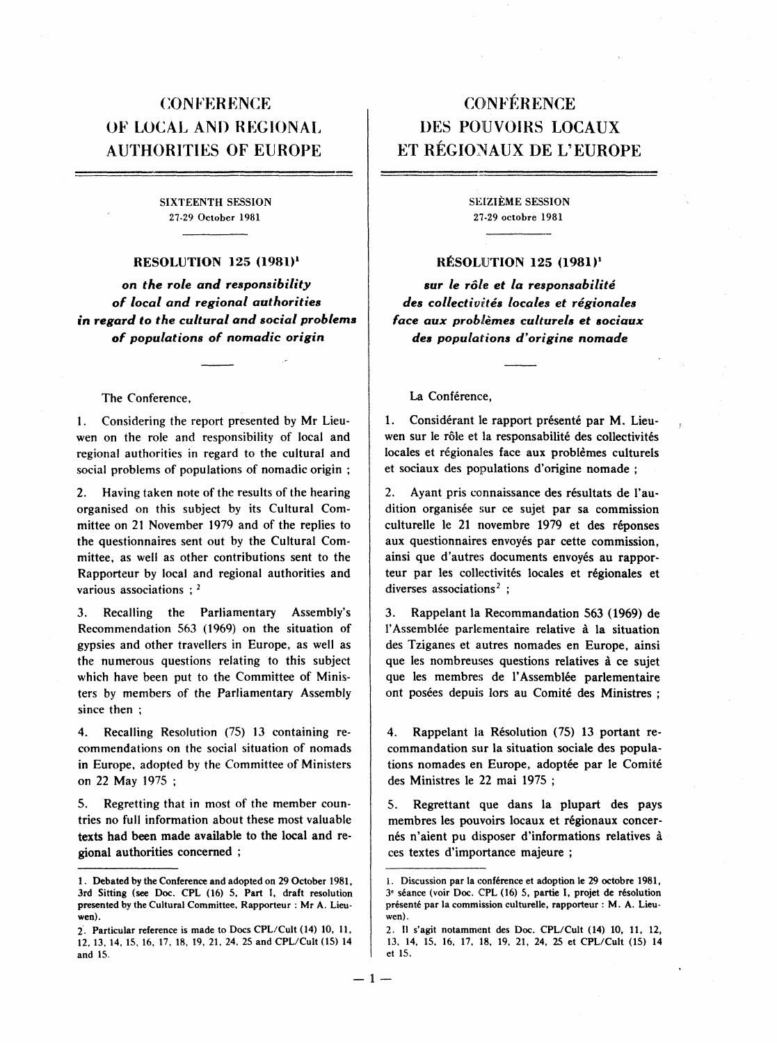# CONFERENCE OF LOCAL AND REGIONAL AUTHORITIES OF EUROPE

SIXTEENTH SESSION
27-29 October 1981

## RESOLUTION 125 (1981)[1]

***on the role and responsibility of local and regional authorities in regard to the cultural and social problems of populations of nomadic origin***

The Conference,

1. Considering the report presented by Mr Lieuwen on the role and responsibility of local and regional authorities in regard to the cultural and social problems of populations of nomadic origin ;

2. Having taken note of the results of the hearing organised on this subject by its Cultural Committee on 21 November 1979 and of the replies to the questionnaires sent out by the Cultural Committee, as well as other contributions sent to the Rapporteur by local and regional authorities and various associations ; [2]

3. Recalling the Parliamentary Assembly's Recommendation 563 (1969) on the situation of gypsies and other travellers in Europe, as well as the numerous questions relating to this subject which have been put to the Committee of Ministers by members of the Parliamentary Assembly since then ;

4. Recalling Resolution (75) 13 containing recommendations on the social situation of nomads in Europe, adopted by the Committee of Ministers on 22 May 1975 ;

5. Regretting that in most of the member countries no full information about these most valuable texts had been made available to the local and regional authorities concerned ;

---

1. Debated by the Conference and adopted on 29 October 1981, 3rd Sitting (see Doc. CPL (16) 5, Part I, draft resolution presented by the Cultural Committee, Rapporteur : Mr A. Lieuwen).

2. Particular reference is made to Docs CPL/Cult (14) 10, 11, 12, 13, 14, 15, 16, 17, 18, 19, 21, 24, 25 and CPL/Cult (15) 14 and 15.

---

# CONFÉRENCE DES POUVOIRS LOCAUX ET RÉGIONAUX DE L'EUROPE

SEIZIÈME SESSION
27-29 octobre 1981

## RÉSOLUTION 125 (1981)[1]

***sur le rôle et la responsabilité des collectivités locales et régionales face aux problèmes culturels et sociaux des populations d'origine nomade***

La Conférence,

1. Considérant le rapport présenté par M. Lieuwen sur le rôle et la responsabilité des collectivités locales et régionales face aux problèmes culturels et sociaux des populations d'origine nomade ;

2. Ayant pris connaissance des résultats de l'audition organisée sur ce sujet par sa commission culturelle le 21 novembre 1979 et des réponses aux questionnaires envoyés par cette commission, ainsi que d'autres documents envoyés au rapporteur par les collectivités locales et régionales et diverses associations[2] ;

3. Rappelant la Recommandation 563 (1969) de l'Assemblée parlementaire relative à la situation des Tziganes et autres nomades en Europe, ainsi que les nombreuses questions relatives à ce sujet que les membres de l'Assemblée parlementaire ont posées depuis lors au Comité des Ministres ;

4. Rappelant la Résolution (75) 13 portant recommandation sur la situation sociale des populations nomades en Europe, adoptée par le Comité des Ministres le 22 mai 1975 ;

5. Regrettant que dans la plupart des pays membres les pouvoirs locaux et régionaux concernés n'aient pu disposer d'informations relatives à ces textes d'importance majeure ;

---

1. Discussion par la conférence et adoption le 29 octobre 1981, 3e séance (voir Doc. CPL (16) 5, partie I, projet de résolution présenté par la commission culturelle, rapporteur : M. A. Lieuwen).

2. Il s'agit notamment des Doc. CPL/Cult (14) 10, 11, 12, 13, 14, 15, 16, 17, 18, 19, 21, 24, 25 et CPL/Cult (15) 14 et 15.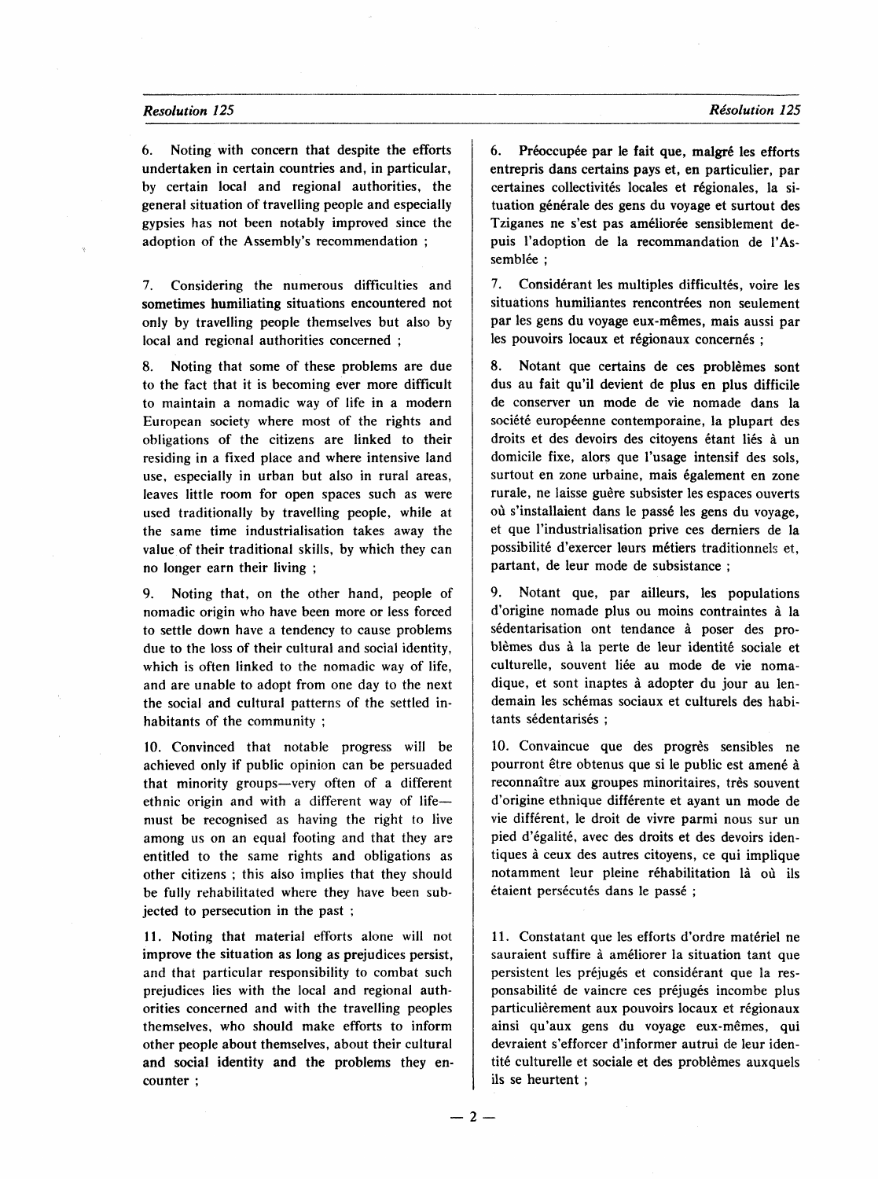6. Noting with concern that despite the efforts undertaken in certain countries and, in particular, by certain local and regional authorities, the general situation of travelling people and especially gypsies has not been notably improved since the adoption of the Assembly's recommendation ;

7. Considering the numerous difficulties and sometimes humiliating situations encountered not only by travelling people themselves but also by local and regional authorities concerned ;

8. Noting that some of these problems are due to the fact that it is becoming ever more difficult to maintain a nomadic way of life in a modern European society where most of the rights and obligations of the citizens are linked to their residing in a fixed place and where intensive land use, especially in urban but also in rural areas, leaves little room for open spaces such as were used traditionally by travelling people, while at the same time industrialisation takes away the value of their traditional skills, by which they can no longer earn their living ;

9. Noting that, on the other hand, people of nomadic origin who have been more or less forced to settle down have a tendency to cause problems due to the loss of their cultural and social identity, which is often linked to the nomadic way of life, and are unable to adopt from one day to the next the social and cultural patterns of the settled inhabitants of the community ;

10. Convinced that notable progress will be achieved only if public opinion can be persuaded that minority groups—very often of a different ethnic origin and with a different way of life—must be recognised as having the right to live among us on an equal footing and that they are entitled to the same rights and obligations as other citizens ; this also implies that they should be fully rehabilitated where they have been subjected to persecution in the past ;

11. Noting that material efforts alone will not improve the situation as long as prejudices persist, and that particular responsibility to combat such prejudices lies with the local and regional authorities concerned and with the travelling peoples themselves, who should make efforts to inform other people about themselves, about their cultural and social identity and the problems they encounter ;

6. Préoccupée par le fait que, malgré les efforts entrepris dans certains pays et, en particulier, par certaines collectivités locales et régionales, la situation générale des gens du voyage et surtout des Tziganes ne s'est pas améliorée sensiblement depuis l'adoption de la recommandation de l'Assemblée ;

7. Considérant les multiples difficultés, voire les situations humiliantes rencontrées non seulement par les gens du voyage eux-mêmes, mais aussi par les pouvoirs locaux et régionaux concernés ;

8. Notant que certains de ces problèmes sont dus au fait qu'il devient de plus en plus difficile de conserver un mode de vie nomade dans la société européenne contemporaine, la plupart des droits et des devoirs des citoyens étant liés à un domicile fixe, alors que l'usage intensif des sols, surtout en zone urbaine, mais également en zone rurale, ne laisse guère subsister les espaces ouverts où s'installaient dans le passé les gens du voyage, et que l'industrialisation prive ces derniers de la possibilité d'exercer leurs métiers traditionnels et, partant, de leur mode de subsistance ;

9. Notant que, par ailleurs, les populations d'origine nomade plus ou moins contraintes à la sédentarisation ont tendance à poser des problèmes dus à la perte de leur identité sociale et culturelle, souvent liée au mode de vie nomadique, et sont inaptes à adopter du jour au lendemain les schémas sociaux et culturels des habitants sédentarisés ;

10. Convaincue que des progrès sensibles ne pourront être obtenus que si le public est amené à reconnaître aux groupes minoritaires, très souvent d'origine ethnique différente et ayant un mode de vie différent, le droit de vivre parmi nous sur un pied d'égalité, avec des droits et des devoirs identiques à ceux des autres citoyens, ce qui implique notamment leur pleine réhabilitation là où ils étaient persécutés dans le passé ;

11. Constatant que les efforts d'ordre matériel ne sauraient suffire à améliorer la situation tant que persistent les préjugés et considérant que la responsabilité de vaincre ces préjugés incombe plus particulièrement aux pouvoirs locaux et régionaux ainsi qu'aux gens du voyage eux-mêmes, qui devraient s'efforcer d'informer autrui de leur identité culturelle et sociale et des problèmes auxquels ils se heurtent ;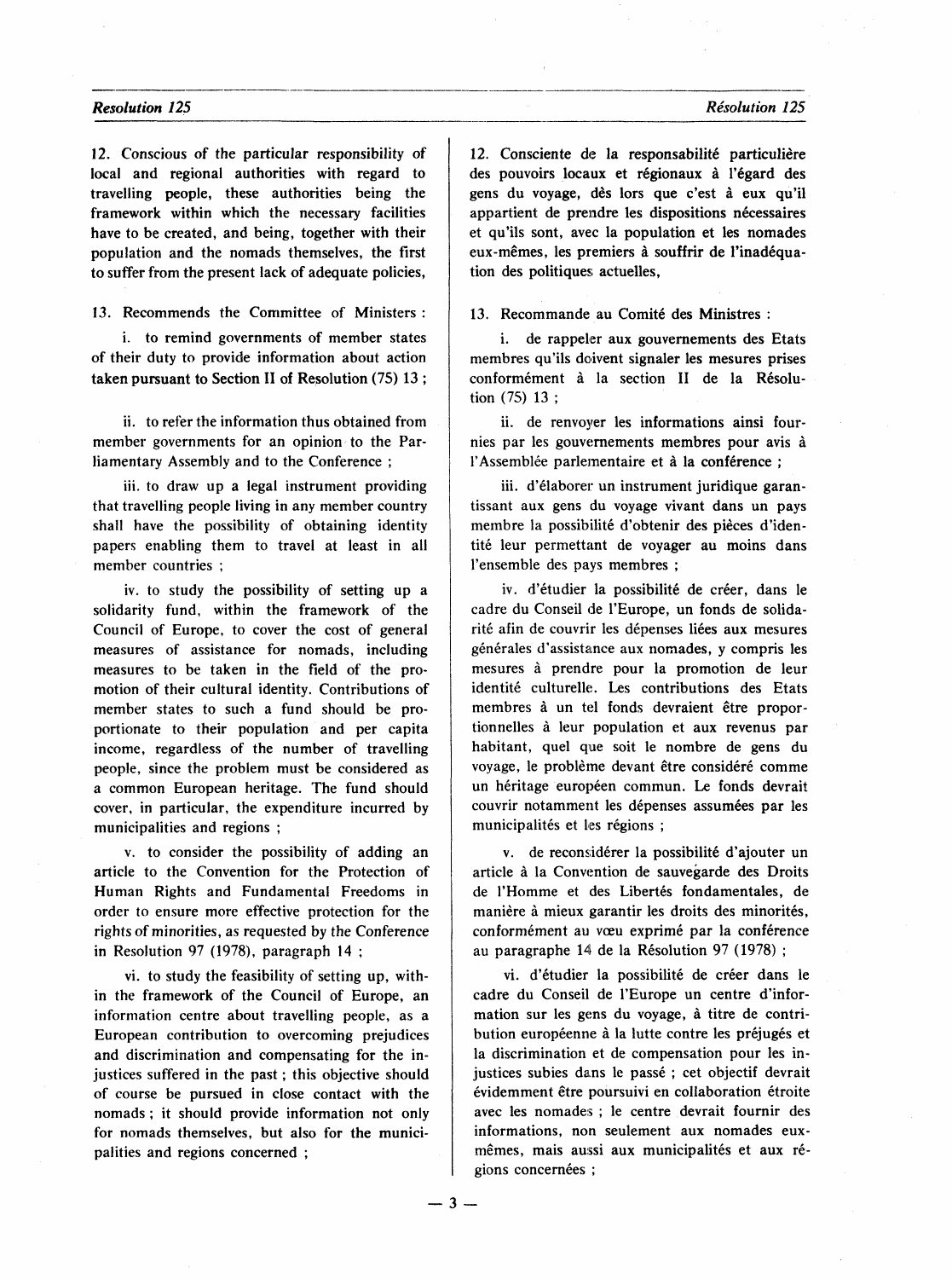12. Conscious of the particular responsibility of local and regional authorities with regard to travelling people, these authorities being the framework within which the necessary facilities have to be created, and being, together with their population and the nomads themselves, the first to suffer from the present lack of adequate policies,

13. Recommends the Committee of Ministers :

i. to remind governments of member states of their duty to provide information about action taken pursuant to Section II of Resolution (75) 13 ;

ii. to refer the information thus obtained from member governments for an opinion to the Parliamentary Assembly and to the Conference ;

iii. to draw up a legal instrument providing that travelling people living in any member country shall have the possibility of obtaining identity papers enabling them to travel at least in all member countries ;

iv. to study the possibility of setting up a solidarity fund, within the framework of the Council of Europe, to cover the cost of general measures of assistance for nomads, including measures to be taken in the field of the promotion of their cultural identity. Contributions of member states to such a fund should be proportionate to their population and per capita income, regardless of the number of travelling people, since the problem must be considered as a common European heritage. The fund should cover, in particular, the expenditure incurred by municipalities and regions ;

v. to consider the possibility of adding an article to the Convention for the Protection of Human Rights and Fundamental Freedoms in order to ensure more effective protection for the rights of minorities, as requested by the Conference in Resolution 97 (1978), paragraph 14 ;

vi. to study the feasibility of setting up, within the framework of the Council of Europe, an information centre about travelling people, as a European contribution to overcoming prejudices and discrimination and compensating for the injustices suffered in the past ; this objective should of course be pursued in close contact with the nomads ; it should provide information not only for nomads themselves, but also for the municipalities and regions concerned ;

12. Consciente de la responsabilité particulière des pouvoirs locaux et régionaux à l'égard des gens du voyage, dès lors que c'est à eux qu'il appartient de prendre les dispositions nécessaires et qu'ils sont, avec la population et les nomades eux-mêmes, les premiers à souffrir de l'inadéquation des politiques actuelles,

13. Recommande au Comité des Ministres :

i. de rappeler aux gouvernements des Etats membres qu'ils doivent signaler les mesures prises conformément à la section II de la Résolution (75) 13 ;

ii. de renvoyer les informations ainsi fournies par les gouvernements membres pour avis à l'Assemblée parlementaire et à la conférence ;

iii. d'élaborer un instrument juridique garantissant aux gens du voyage vivant dans un pays membre la possibilité d'obtenir des pièces d'identité leur permettant de voyager au moins dans l'ensemble des pays membres ;

iv. d'étudier la possibilité de créer, dans le cadre du Conseil de l'Europe, un fonds de solidarité afin de couvrir les dépenses liées aux mesures générales d'assistance aux nomades, y compris les mesures à prendre pour la promotion de leur identité culturelle. Les contributions des Etats membres à un tel fonds devraient être proportionnelles à leur population et aux revenus par habitant, quel que soit le nombre de gens du voyage, le problème devant être considéré comme un héritage européen commun. Le fonds devrait couvrir notamment les dépenses assumées par les municipalités et les régions ;

v. de reconsidérer la possibilité d'ajouter un article à la Convention de sauvegarde des Droits de l'Homme et des Libertés fondamentales, de manière à mieux garantir les droits des minorités, conformément au vœu exprimé par la conférence au paragraphe 14 de la Résolution 97 (1978) ;

vi. d'étudier la possibilité de créer dans le cadre du Conseil de l'Europe un centre d'information sur les gens du voyage, à titre de contribution européenne à la lutte contre les préjugés et la discrimination et de compensation pour les injustices subies dans le passé ; cet objectif devrait évidemment être poursuivi en collaboration étroite avec les nomades ; le centre devrait fournir des informations, non seulement aux nomades eux-mêmes, mais aussi aux municipalités et aux régions concernées ;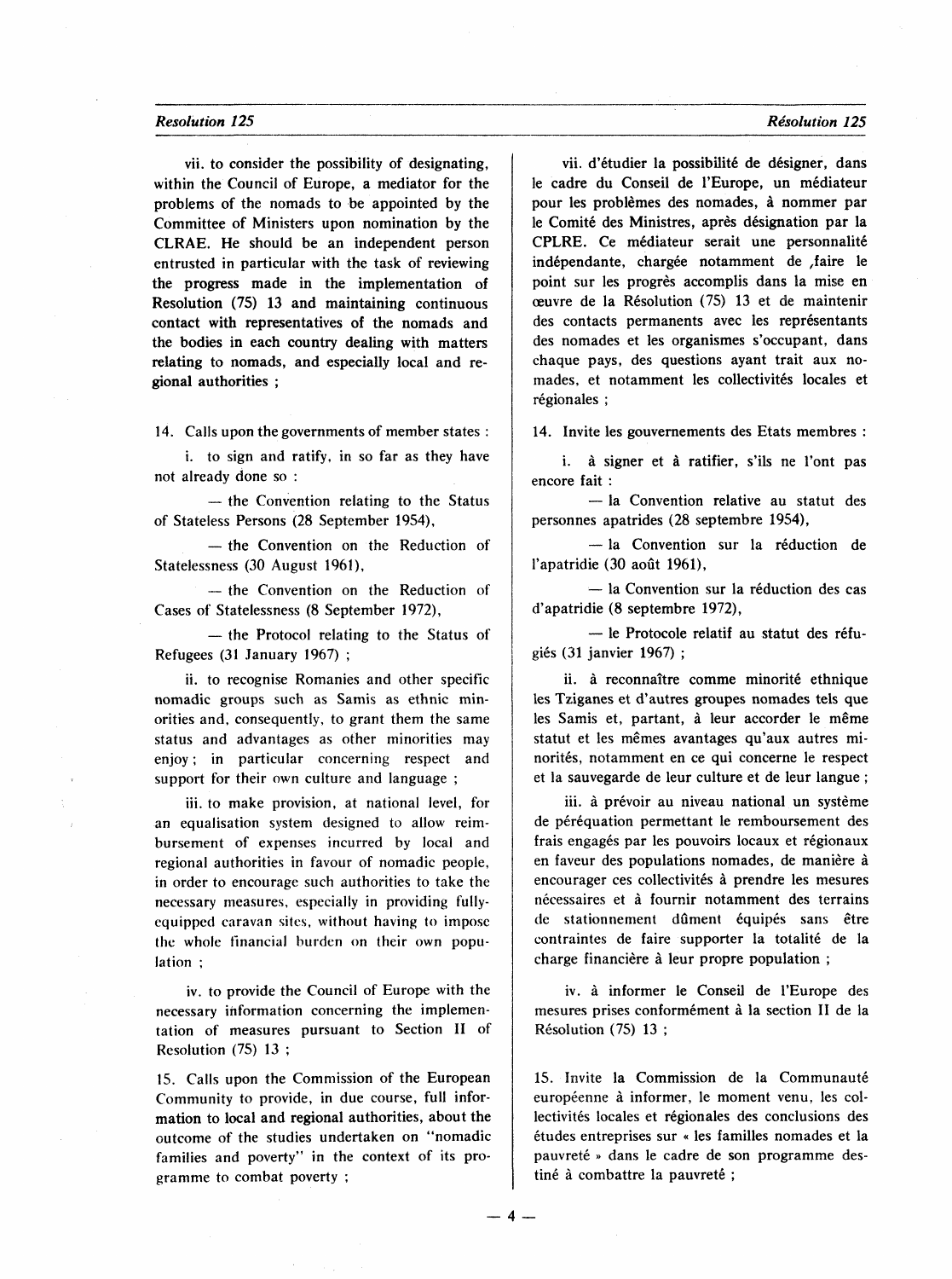vii. to consider the possibility of designating, within the Council of Europe, a mediator for the problems of the nomads to be appointed by the Committee of Ministers upon nomination by the CLRAE. He should be an independent person entrusted in particular with the task of reviewing the progress made in the implementation of Resolution (75) 13 and maintaining continuous contact with representatives of the nomads and the bodies in each country dealing with matters relating to nomads, and especially local and regional authorities ;

14. Calls upon the governments of member states :

i. to sign and ratify, in so far as they have not already done so :

— the Convention relating to the Status of Stateless Persons (28 September 1954),

— the Convention on the Reduction of Statelessness (30 August 1961),

— the Convention on the Reduction of Cases of Statelessness (8 September 1972),

— the Protocol relating to the Status of Refugees (31 January 1967) ;

ii. to recognise Romanies and other specific nomadic groups such as Samis as ethnic minorities and, consequently, to grant them the same status and advantages as other minorities may enjoy ; in particular concerning respect and support for their own culture and language ;

iii. to make provision, at national level, for an equalisation system designed to allow reimbursement of expenses incurred by local and regional authorities in favour of nomadic people, in order to encourage such authorities to take the necessary measures, especially in providing fully-equipped caravan sites, without having to impose the whole financial burden on their own population ;

iv. to provide the Council of Europe with the necessary information concerning the implementation of measures pursuant to Section II of Resolution (75) 13 ;

15. Calls upon the Commission of the European Community to provide, in due course, full information to local and regional authorities, about the outcome of the studies undertaken on "nomadic families and poverty" in the context of its programme to combat poverty ;

vii. d'étudier la possibilité de désigner, dans le cadre du Conseil de l'Europe, un médiateur pour les problèmes des nomades, à nommer par le Comité des Ministres, après désignation par la CPLRE. Ce médiateur serait une personnalité indépendante, chargée notamment de faire le point sur les progrès accomplis dans la mise en œuvre de la Résolution (75) 13 et de maintenir des contacts permanents avec les représentants des nomades et les organismes s'occupant, dans chaque pays, des questions ayant trait aux nomades, et notamment les collectivités locales et régionales ;

14. Invite les gouvernements des Etats membres :

i. à signer et à ratifier, s'ils ne l'ont pas encore fait :

— la Convention relative au statut des personnes apatrides (28 septembre 1954),

— la Convention sur la réduction de l'apatridie (30 août 1961),

— la Convention sur la réduction des cas d'apatridie (8 septembre 1972),

— le Protocole relatif au statut des réfugiés (31 janvier 1967) ;

ii. à reconnaître comme minorité ethnique les Tziganes et d'autres groupes nomades tels que les Samis et, partant, à leur accorder le même statut et les mêmes avantages qu'aux autres minorités, notamment en ce qui concerne le respect et la sauvegarde de leur culture et de leur langue ;

iii. à prévoir au niveau national un système de péréquation permettant le remboursement des frais engagés par les pouvoirs locaux et régionaux en faveur des populations nomades, de manière à encourager ces collectivités à prendre les mesures nécessaires et à fournir notamment des terrains de stationnement dûment équipés sans être contraintes de faire supporter la totalité de la charge financière à leur propre population ;

iv. à informer le Conseil de l'Europe des mesures prises conformément à la section II de la Résolution (75) 13 ;

15. Invite la Commission de la Communauté européenne à informer, le moment venu, les collectivités locales et régionales des conclusions des études entreprises sur « les familles nomades et la pauvreté » dans le cadre de son programme destiné à combattre la pauvreté ;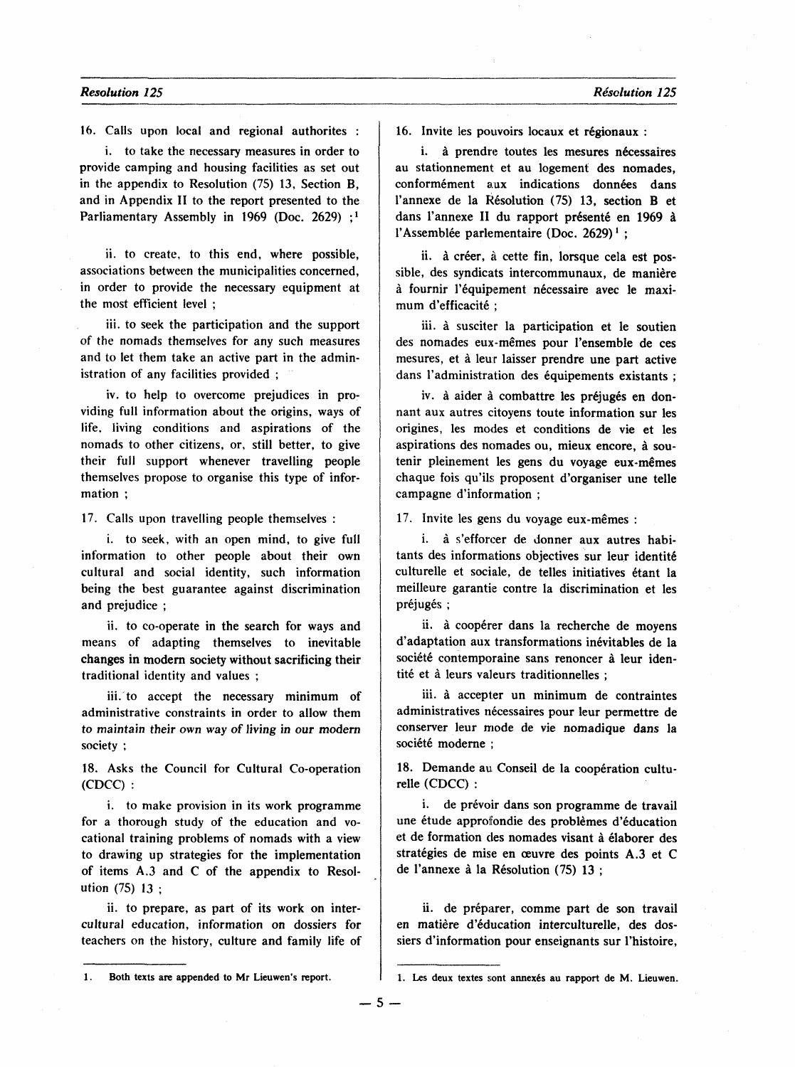16. Calls upon local and regional authorites :

i. to take the necessary measures in order to provide camping and housing facilities as set out in the appendix to Resolution (75) 13, Section B, and in Appendix II to the report presented to the Parliamentary Assembly in 1969 (Doc. 2629) ;[1]

ii. to create, to this end, where possible, associations between the municipalities concerned, in order to provide the necessary equipment at the most efficient level ;

iii. to seek the participation and the support of the nomads themselves for any such measures and to let them take an active part in the administration of any facilities provided ;

iv. to help to overcome prejudices in providing full information about the origins, ways of life, living conditions and aspirations of the nomads to other citizens, or, still better, to give their full support whenever travelling people themselves propose to organise this type of information ;

17. Calls upon travelling people themselves :

i. to seek, with an open mind, to give full information to other people about their own cultural and social identity, such information being the best guarantee against discrimination and prejudice ;

ii. to co-operate in the search for ways and means of adapting themselves to inevitable changes in modern society without sacrificing their traditional identity and values ;

iii. to accept the necessary minimum of administrative constraints in order to allow them to maintain their own way of living in our modern society ;

18. Asks the Council for Cultural Co-operation (CDCC) :

i. to make provision in its work programme for a thorough study of the education and vocational training problems of nomads with a view to drawing up strategies for the implementation of items A.3 and C of the appendix to Resolution (75) 13 ;

ii. to prepare, as part of its work on intercultural education, information on dossiers for teachers on the history, culture and family life of

1. Both texts are appended to Mr Lieuwen's report.

16. Invite les pouvoirs locaux et régionaux :

i. à prendre toutes les mesures nécessaires au stationnement et au logement des nomades, conformément aux indications données dans l'annexe de la Résolution (75) 13, section B et dans l'annexe II du rapport présenté en 1969 à l'Assemblée parlementaire (Doc. 2629)[1] ;

ii. à créer, à cette fin, lorsque cela est possible, des syndicats intercommunaux, de manière à fournir l'équipement nécessaire avec le maximum d'efficacité ;

iii. à susciter la participation et le soutien des nomades eux-mêmes pour l'ensemble de ces mesures, et à leur laisser prendre une part active dans l'administration des équipements existants ;

iv. à aider à combattre les préjugés en donnant aux autres citoyens toute information sur les origines, les modes et conditions de vie et les aspirations des nomades ou, mieux encore, à soutenir pleinement les gens du voyage eux-mêmes chaque fois qu'ils proposent d'organiser une telle campagne d'information ;

17. Invite les gens du voyage eux-mêmes :

i. à s'efforcer de donner aux autres habitants des informations objectives sur leur identité culturelle et sociale, de telles initiatives étant la meilleure garantie contre la discrimination et les préjugés ;

ii. à coopérer dans la recherche de moyens d'adaptation aux transformations inévitables de la société contemporaine sans renoncer à leur identité et à leurs valeurs traditionnelles ;

iii. à accepter un minimum de contraintes administratives nécessaires pour leur permettre de conserver leur mode de vie nomadique dans la société moderne ;

18. Demande au Conseil de la coopération culturelle (CDCC) :

i. de prévoir dans son programme de travail une étude approfondie des problèmes d'éducation et de formation des nomades visant à élaborer des stratégies de mise en œuvre des points A.3 et C de l'annexe à la Résolution (75) 13 ;

ii. de préparer, comme part de son travail en matière d'éducation interculturelle, des dossiers d'information pour enseignants sur l'histoire,

1. Les deux textes sont annexés au rapport de M. Lieuwen.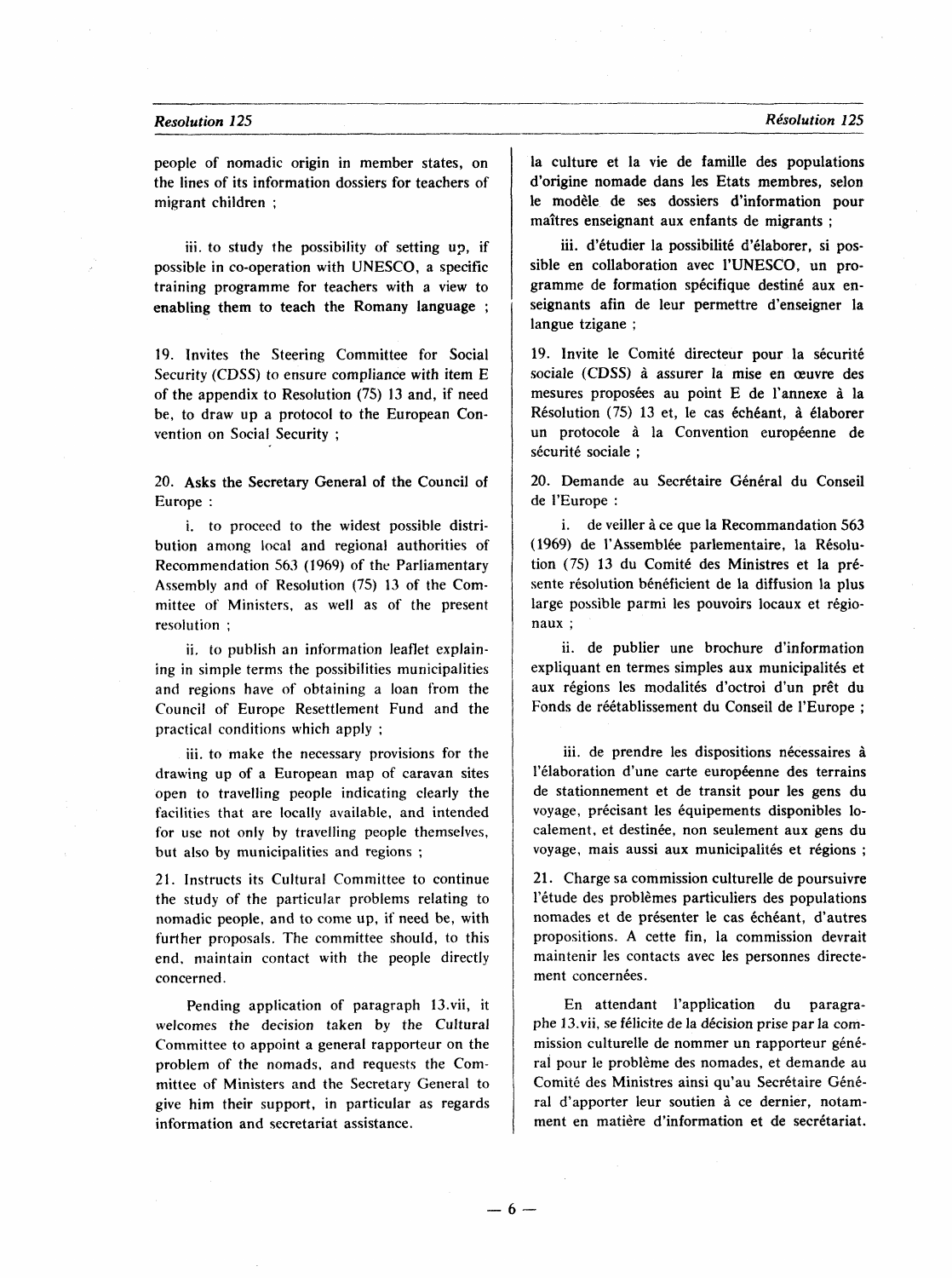people of nomadic origin in member states, on the lines of its information dossiers for teachers of migrant children ;

iii. to study the possibility of setting up, if possible in co-operation with UNESCO, a specific training programme for teachers with a view to enabling them to teach the Romany language ;

19. Invites the Steering Committee for Social Security (CDSS) to ensure compliance with item E of the appendix to Resolution (75) 13 and, if need be, to draw up a protocol to the European Convention on Social Security ;

20. Asks the Secretary General of the Council of Europe :

i. to proceed to the widest possible distribution among local and regional authorities of Recommendation 563 (1969) of the Parliamentary Assembly and of Resolution (75) 13 of the Committee of Ministers, as well as of the present resolution ;

ii. to publish an information leaflet explaining in simple terms the possibilities municipalities and regions have of obtaining a loan from the Council of Europe Resettlement Fund and the practical conditions which apply ;

iii. to make the necessary provisions for the drawing up of a European map of caravan sites open to travelling people indicating clearly the facilities that are locally available, and intended for use not only by travelling people themselves, but also by municipalities and regions ;

21. Instructs its Cultural Committee to continue the study of the particular problems relating to nomadic people, and to come up, if need be, with further proposals. The committee should, to this end, maintain contact with the people directly concerned.

Pending application of paragraph 13.vii, it welcomes the decision taken by the Cultural Committee to appoint a general rapporteur on the problem of the nomads, and requests the Committee of Ministers and the Secretary General to give him their support, in particular as regards information and secretariat assistance.

la culture et la vie de famille des populations d'origine nomade dans les Etats membres, selon le modèle de ses dossiers d'information pour maîtres enseignant aux enfants de migrants ;

iii. d'étudier la possibilité d'élaborer, si possible en collaboration avec l'UNESCO, un programme de formation spécifique destiné aux enseignants afin de leur permettre d'enseigner la langue tzigane ;

19. Invite le Comité directeur pour la sécurité sociale (CDSS) à assurer la mise en œuvre des mesures proposées au point E de l'annexe à la Résolution (75) 13 et, le cas échéant, à élaborer un protocole à la Convention européenne de sécurité sociale ;

20. Demande au Secrétaire Général du Conseil de l'Europe :

i. de veiller à ce que la Recommandation 563 (1969) de l'Assemblée parlementaire, la Résolution (75) 13 du Comité des Ministres et la présente résolution bénéficient de la diffusion la plus large possible parmi les pouvoirs locaux et régionaux ;

ii. de publier une brochure d'information expliquant en termes simples aux municipalités et aux régions les modalités d'octroi d'un prêt du Fonds de réétablissement du Conseil de l'Europe ;

iii. de prendre les dispositions nécessaires à l'élaboration d'une carte européenne des terrains de stationnement et de transit pour les gens du voyage, précisant les équipements disponibles localement, et destinée, non seulement aux gens du voyage, mais aussi aux municipalités et régions ;

21. Charge sa commission culturelle de poursuivre l'étude des problèmes particuliers des populations nomades et de présenter le cas échéant, d'autres propositions. A cette fin, la commission devrait maintenir les contacts avec les personnes directement concernées.

En attendant l'application du paragraphe 13.vii, se félicite de la décision prise par la commission culturelle de nommer un rapporteur général pour le problème des nomades, et demande au Comité des Ministres ainsi qu'au Secrétaire Général d'apporter leur soutien à ce dernier, notamment en matière d'information et de secrétariat.